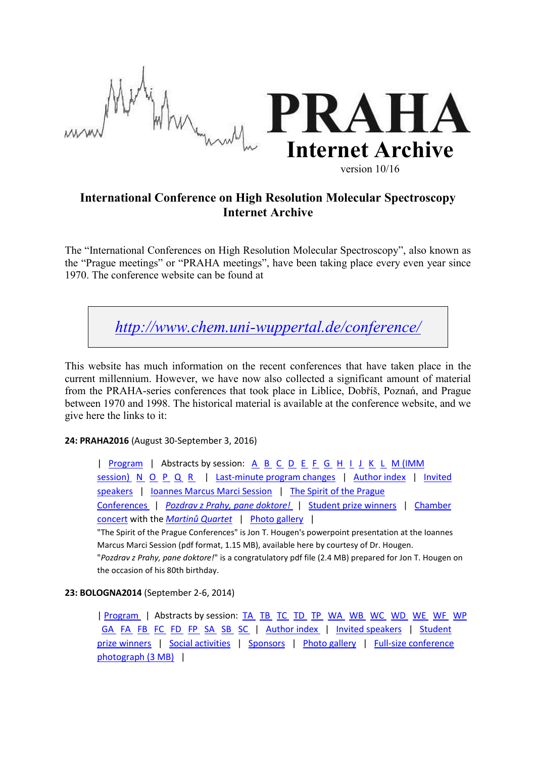# PRAHA Internet Archive

version 10/16

## International Conference on High Resolution Molecular Spectroscopy Internet Archive

The "International Conferences on High Resolution Molecular Spectroscopy", also known as the "Prague meetings" or "PRAHA meetings", have been taking place every even year since 1970. The conference website can be found at

*http://www.chem.uni-wuppertal.de/conference/*

This website has much information on the recent conferences that have taken place in the current millennium. However, we have now also collected a significant amount of material from the PRAHA-series conferences that took place in Liblice, Dobříš, Poznań, and Prague between 1970 and 1998. The historical material is available at the conference website, and we give here the links to it:

**24: PRAHA2016** (August 30-September 3, 2016)

| Program | Abstracts by session: A B C D E F G H I J K L M (IMM session) N O P Q R | Last-minute program changes | Author index | Invited speakers | Ioannes Marcus Marci Session | The Spirit of the Prague Conferences | *Pozdrav z Prahy, pane doktore!* | Student prize winners | Chamber concert with the *Martinů Quartet* | Photo gallery |

"The Spirit of the Prague Conferences" is Jon T. Hougen's powerpoint presentation at the Ioannes Marcus Marci Session (pdf format, 1.15 MB), available here by courtesy of Dr. Hougen.
"*Pozdrav z Prahy, pane doktore!*" is a congratulatory pdf file (2.4 MB) prepared for Jon T. Hougen on the occasion of his 80th birthday.

**23: BOLOGNA2014** (September 2-6, 2014)

| Program | Abstracts by session: TA TB TC TD TP WA WB WC WD WE WF WP GA FA FB FC FD FP SA SB SC | Author index | Invited speakers | Student prize winners | Social activities | Sponsors | Photo gallery | Full-size conference photograph (3 MB) |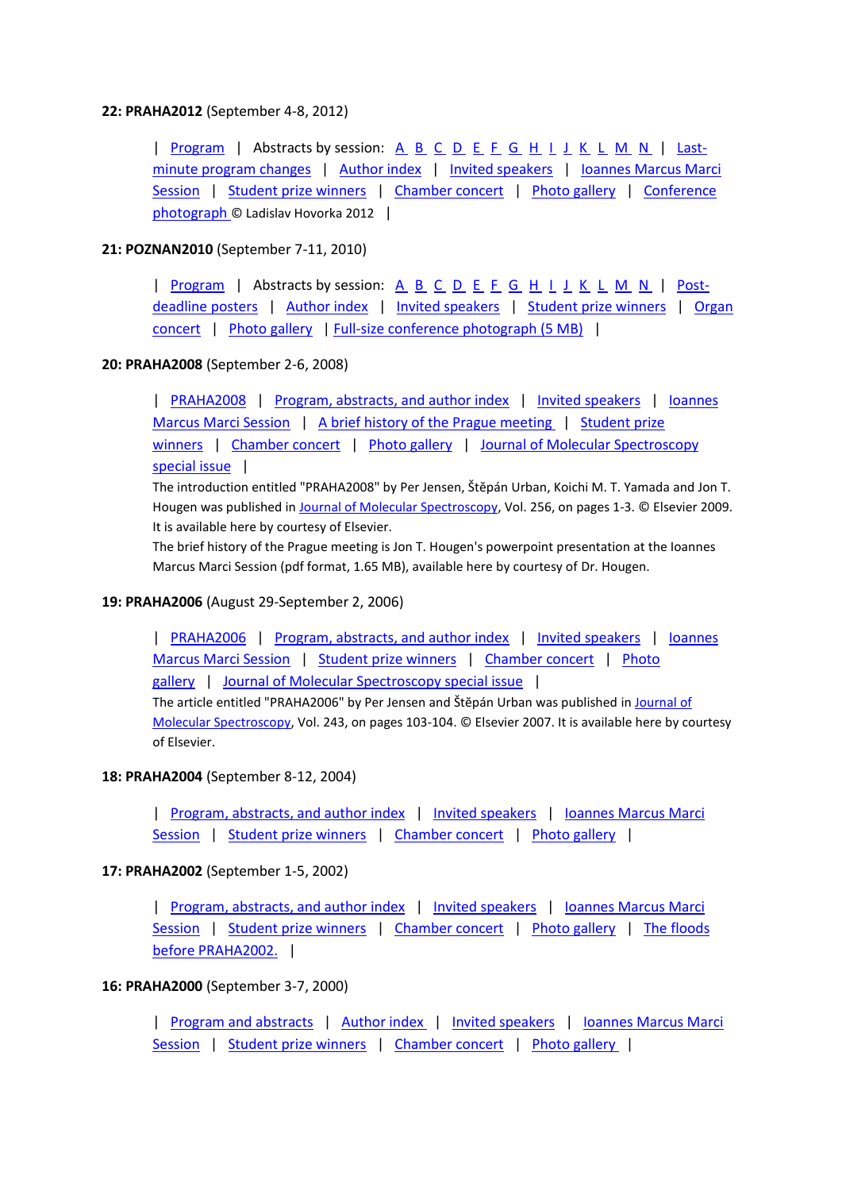**22: PRAHA2012** (September 4-8, 2012)

| Program | Abstracts by session: A B C D E F G H I J K L M N | Last-minute program changes | Author index | Invited speakers | Ioannes Marcus Marci Session | Student prize winners | Chamber concert | Photo gallery | Conference photograph © Ladislav Hovorka 2012 |

**21: POZNAN2010** (September 7-11, 2010)

| Program | Abstracts by session: A B C D E F G H I J K L M N | Post-deadline posters | Author index | Invited speakers | Student prize winners | Organ concert | Photo gallery | Full-size conference photograph (5 MB) |

**20: PRAHA2008** (September 2-6, 2008)

| PRAHA2008 | Program, abstracts, and author index | Invited speakers | Ioannes Marcus Marci Session | A brief history of the Prague meeting | Student prize winners | Chamber concert | Photo gallery | Journal of Molecular Spectroscopy special issue |

The introduction entitled "PRAHA2008" by Per Jensen, Štěpán Urban, Koichi M. T. Yamada and Jon T. Hougen was published in Journal of Molecular Spectroscopy, Vol. 256, on pages 1-3. © Elsevier 2009. It is available here by courtesy of Elsevier.

The brief history of the Prague meeting is Jon T. Hougen's powerpoint presentation at the Ioannes Marcus Marci Session (pdf format, 1.65 MB), available here by courtesy of Dr. Hougen.

**19: PRAHA2006** (August 29-September 2, 2006)

| PRAHA2006 | Program, abstracts, and author index | Invited speakers | Ioannes Marcus Marci Session | Student prize winners | Chamber concert | Photo gallery | Journal of Molecular Spectroscopy special issue |

The article entitled "PRAHA2006" by Per Jensen and Štěpán Urban was published in Journal of Molecular Spectroscopy, Vol. 243, on pages 103-104. © Elsevier 2007. It is available here by courtesy of Elsevier.

**18: PRAHA2004** (September 8-12, 2004)

| Program, abstracts, and author index | Invited speakers | Ioannes Marcus Marci Session | Student prize winners | Chamber concert | Photo gallery |

**17: PRAHA2002** (September 1-5, 2002)

| Program, abstracts, and author index | Invited speakers | Ioannes Marcus Marci Session | Student prize winners | Chamber concert | Photo gallery | The floods before PRAHA2002. |

**16: PRAHA2000** (September 3-7, 2000)

| Program and abstracts | Author index | Invited speakers | Ioannes Marcus Marci Session | Student prize winners | Chamber concert | Photo gallery |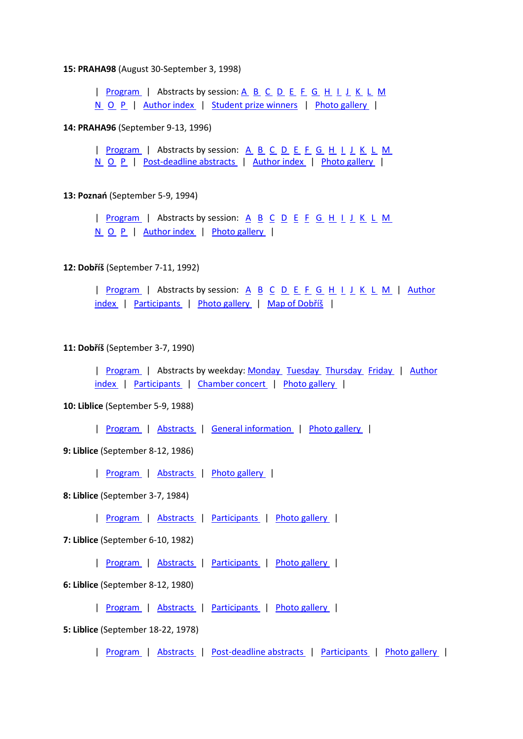**15: PRAHA98** (August 30-September 3, 1998)

| Program | Abstracts by session: A B C D E F G H I J K L M N O P | Author index | Student prize winners | Photo gallery |

**14: PRAHA96** (September 9-13, 1996)

| Program | Abstracts by session: A B C D E F G H I J K L M N O P | Post-deadline abstracts | Author index | Photo gallery |

**13: Poznań** (September 5-9, 1994)

| Program | Abstracts by session: A B C D E F G H I J K L M N O P | Author index | Photo gallery |

**12: Dobříš** (September 7-11, 1992)

| Program | Abstracts by session: A B C D E F G H I J K L M | Author index | Participants | Photo gallery | Map of Dobříš |

**11: Dobříš** (September 3-7, 1990)

| Program | Abstracts by weekday: Monday Tuesday Thursday Friday | Author index | Participants | Chamber concert | Photo gallery |

**10: Liblice** (September 5-9, 1988)

| Program | Abstracts | General information | Photo gallery |

**9: Liblice** (September 8-12, 1986)

| Program | Abstracts | Photo gallery |

**8: Liblice** (September 3-7, 1984)

| Program | Abstracts | Participants | Photo gallery |

**7: Liblice** (September 6-10, 1982)

| Program | Abstracts | Participants | Photo gallery |

**6: Liblice** (September 8-12, 1980)

| Program | Abstracts | Participants | Photo gallery |

**5: Liblice** (September 18-22, 1978)

| Program | Abstracts | Post-deadline abstracts | Participants | Photo gallery |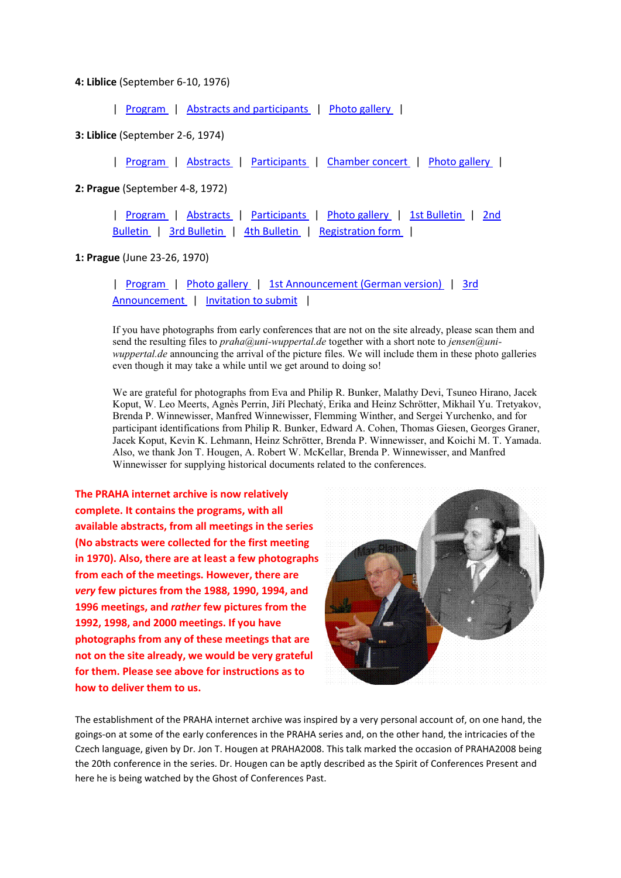**4: Liblice** (September 6-10, 1976)

| Program | Abstracts and participants | Photo gallery |

**3: Liblice** (September 2-6, 1974)

| Program | Abstracts | Participants | Chamber concert | Photo gallery |

**2: Prague** (September 4-8, 1972)

| Program | Abstracts | Participants | Photo gallery | 1st Bulletin | 2nd Bulletin | 3rd Bulletin | 4th Bulletin | Registration form |

**1: Prague** (June 23-26, 1970)

| Program | Photo gallery | 1st Announcement (German version) | 3rd Announcement | Invitation to submit |

If you have photographs from early conferences that are not on the site already, please scan them and send the resulting files to *praha@uni-wuppertal.de* together with a short note to *jensen@uni-wuppertal.de* announcing the arrival of the picture files. We will include them in these photo galleries even though it may take a while until we get around to doing so!

We are grateful for photographs from Eva and Philip R. Bunker, Malathy Devi, Tsuneo Hirano, Jacek Koput, W. Leo Meerts, Agnès Perrin, Jiří Plechatý, Erika and Heinz Schrötter, Mikhail Yu. Tretyakov, Brenda P. Winnewisser, Manfred Winnewisser, Flemming Winther, and Sergei Yurchenko, and for participant identifications from Philip R. Bunker, Edward A. Cohen, Thomas Giesen, Georges Graner, Jacek Koput, Kevin K. Lehmann, Heinz Schrötter, Brenda P. Winnewisser, and Koichi M. T. Yamada. Also, we thank Jon T. Hougen, A. Robert W. McKellar, Brenda P. Winnewisser, and Manfred Winnewisser for supplying historical documents related to the conferences.

**The PRAHA internet archive is now relatively complete. It contains the programs, with all available abstracts, from all meetings in the series (No abstracts were collected for the first meeting in 1970). Also, there are at least a few photographs from each of the meetings. However, there are *very* few pictures from the 1988, 1990, 1994, and 1996 meetings, and *rather* few pictures from the 1992, 1998, and 2000 meetings. If you have photographs from any of these meetings that are not on the site already, we would be very grateful for them. Please see above for instructions as to how to deliver them to us.**

The establishment of the PRAHA internet archive was inspired by a very personal account of, on one hand, the goings-on at some of the early conferences in the PRAHA series and, on the other hand, the intricacies of the Czech language, given by Dr. Jon T. Hougen at PRAHA2008. This talk marked the occasion of PRAHA2008 being the 20th conference in the series. Dr. Hougen can be aptly described as the Spirit of Conferences Present and here he is being watched by the Ghost of Conferences Past.